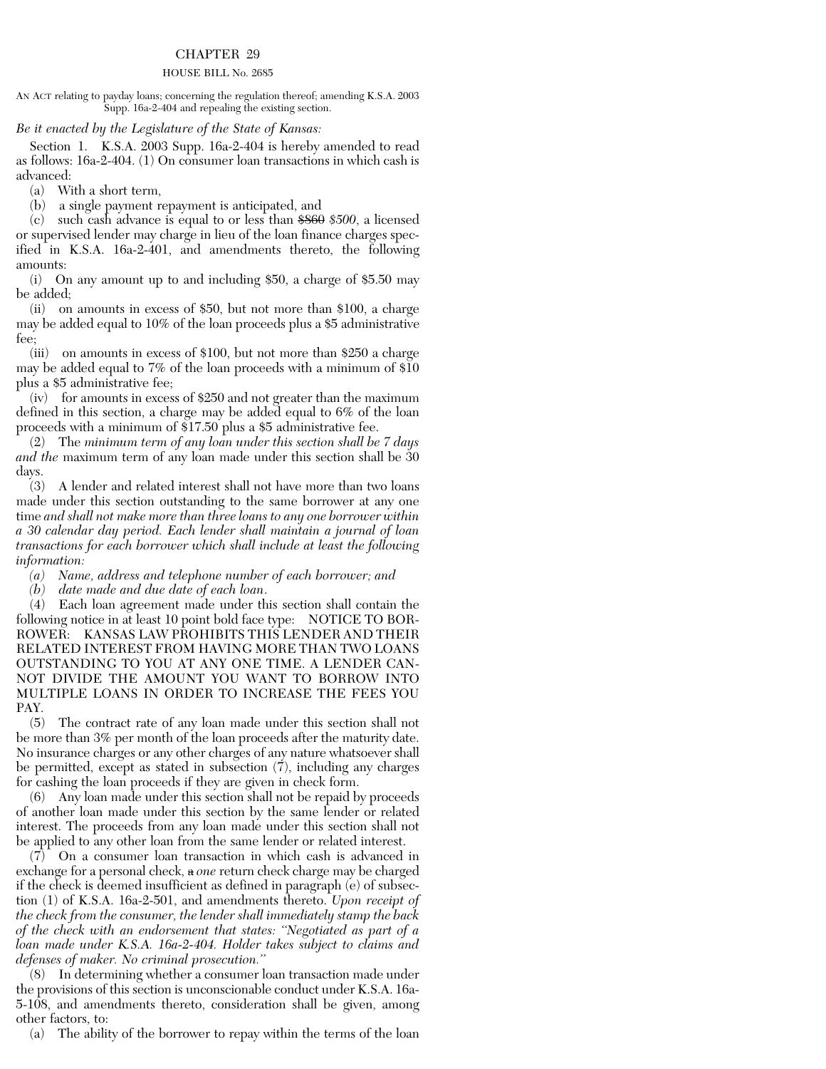# CHAPTER 29

## HOUSE BILL No. 2685

AN ACT relating to payday loans; concerning the regulation thereof; amending K.S.A. 2003 Supp. 16a-2-404 and repealing the existing section.

*Be it enacted by the Legislature of the State of Kansas:*

Section 1. K.S.A. 2003 Supp. 16a-2-404 is hereby amended to read as follows: 16a-2-404. (1) On consumer loan transactions in which cash is advanced:

(a) With a short term,

(b) a single payment repayment is anticipated, and

(c) such cash advance is equal to or less than ~~$860~~ *$500*, a licensed or supervised lender may charge in lieu of the loan finance charges specified in K.S.A. 16a-2-401, and amendments thereto, the following amounts:

(i) On any amount up to and including $50, a charge of $5.50 may be added;

(ii) on amounts in excess of $50, but not more than $100, a charge may be added equal to 10% of the loan proceeds plus a $5 administrative fee;

(iii) on amounts in excess of $100, but not more than $250 a charge may be added equal to 7% of the loan proceeds with a minimum of $10 plus a $5 administrative fee;

(iv) for amounts in excess of $250 and not greater than the maximum defined in this section, a charge may be added equal to 6% of the loan proceeds with a minimum of $17.50 plus a $5 administrative fee.

(2) The *minimum term of any loan under this section shall be 7 days and the* maximum term of any loan made under this section shall be 30 days.

(3) A lender and related interest shall not have more than two loans made under this section outstanding to the same borrower at any one time *and shall not make more than three loans to any one borrower within a 30 calendar day period. Each lender shall maintain a journal of loan transactions for each borrower which shall include at least the following information:*

*(a) Name, address and telephone number of each borrower; and*

*(b) date made and due date of each loan.*

(4) Each loan agreement made under this section shall contain the following notice in at least 10 point bold face type: NOTICE TO BORROWER: KANSAS LAW PROHIBITS THIS LENDER AND THEIR RELATED INTEREST FROM HAVING MORE THAN TWO LOANS OUTSTANDING TO YOU AT ANY ONE TIME. A LENDER CANNOT DIVIDE THE AMOUNT YOU WANT TO BORROW INTO MULTIPLE LOANS IN ORDER TO INCREASE THE FEES YOU PAY.

(5) The contract rate of any loan made under this section shall not be more than 3% per month of the loan proceeds after the maturity date. No insurance charges or any other charges of any nature whatsoever shall be permitted, except as stated in subsection (7), including any charges for cashing the loan proceeds if they are given in check form.

(6) Any loan made under this section shall not be repaid by proceeds of another loan made under this section by the same lender or related interest. The proceeds from any loan made under this section shall not be applied to any other loan from the same lender or related interest.

(7) On a consumer loan transaction in which cash is advanced in exchange for a personal check, ~~a~~ *one* return check charge may be charged if the check is deemed insufficient as defined in paragraph (e) of subsection (1) of K.S.A. 16a-2-501, and amendments thereto. *Upon receipt of the check from the consumer, the lender shall immediately stamp the back of the check with an endorsement that states: "Negotiated as part of a loan made under K.S.A. 16a-2-404. Holder takes subject to claims and defenses of maker. No criminal prosecution."*

(8) In determining whether a consumer loan transaction made under the provisions of this section is unconscionable conduct under K.S.A. 16a-5-108, and amendments thereto, consideration shall be given, among other factors, to:

(a) The ability of the borrower to repay within the terms of the loan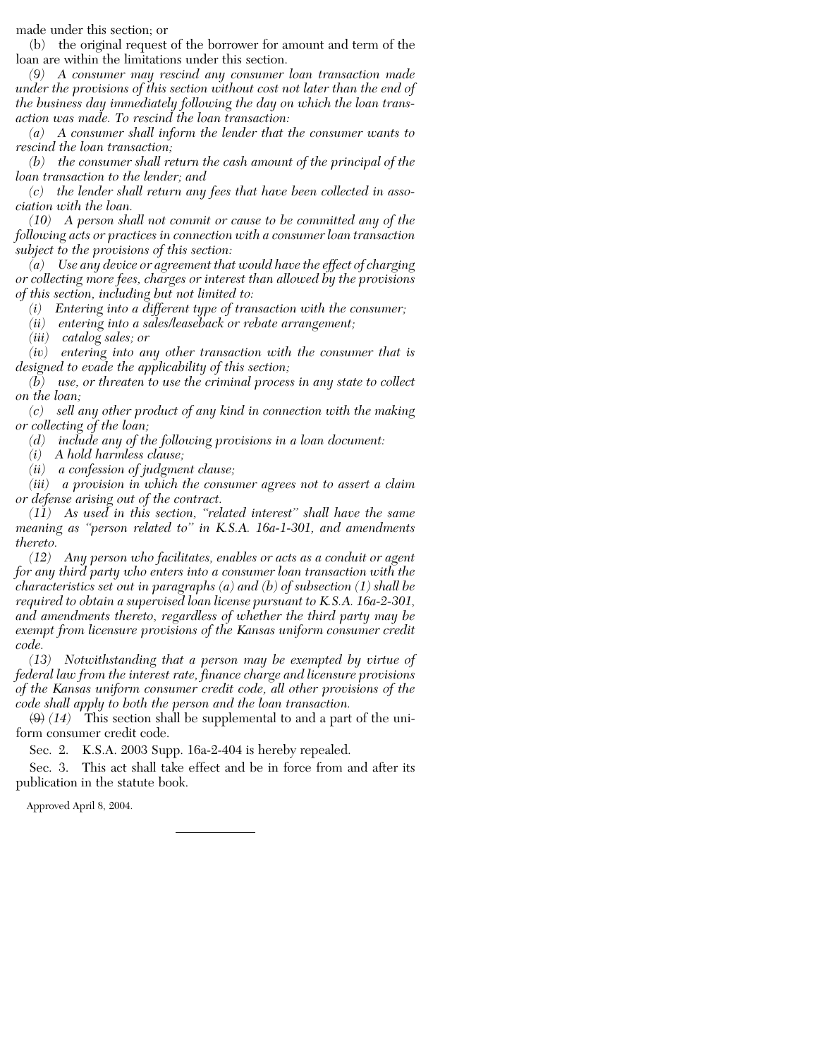made under this section; or

(b) the original request of the borrower for amount and term of the loan are within the limitations under this section.

*(9) A consumer may rescind any consumer loan transaction made under the provisions of this section without cost not later than the end of the business day immediately following the day on which the loan transaction was made. To rescind the loan transaction:*

*(a) A consumer shall inform the lender that the consumer wants to rescind the loan transaction;*

*(b) the consumer shall return the cash amount of the principal of the loan transaction to the lender; and*

*(c) the lender shall return any fees that have been collected in association with the loan.*

*(10) A person shall not commit or cause to be committed any of the following acts or practices in connection with a consumer loan transaction subject to the provisions of this section:*

*(a) Use any device or agreement that would have the effect of charging or collecting more fees, charges or interest than allowed by the provisions of this section, including but not limited to:*

*(i) Entering into a different type of transaction with the consumer;*

*(ii) entering into a sales/leaseback or rebate arrangement;*

*(iii) catalog sales; or*

*(iv) entering into any other transaction with the consumer that is designed to evade the applicability of this section;*

*(b) use, or threaten to use the criminal process in any state to collect on the loan;*

*(c) sell any other product of any kind in connection with the making or collecting of the loan;*

*(d) include any of the following provisions in a loan document:*

*(i) A hold harmless clause;*

*(ii) a confession of judgment clause;*

*(iii) a provision in which the consumer agrees not to assert a claim or defense arising out of the contract.*

*(11) As used in this section, "related interest" shall have the same meaning as "person related to" in K.S.A. 16a-1-301, and amendments thereto.*

*(12) Any person who facilitates, enables or acts as a conduit or agent for any third party who enters into a consumer loan transaction with the characteristics set out in paragraphs (a) and (b) of subsection (1) shall be required to obtain a supervised loan license pursuant to K.S.A. 16a-2-301, and amendments thereto, regardless of whether the third party may be exempt from licensure provisions of the Kansas uniform consumer credit code.*

*(13) Notwithstanding that a person may be exempted by virtue of federal law from the interest rate, finance charge and licensure provisions of the Kansas uniform consumer credit code, all other provisions of the code shall apply to both the person and the loan transaction.*

~~(9)~~ *(14)* This section shall be supplemental to and a part of the uniform consumer credit code.

Sec. 2. K.S.A. 2003 Supp. 16a-2-404 is hereby repealed.

Sec. 3. This act shall take effect and be in force from and after its publication in the statute book.

Approved April 8, 2004.